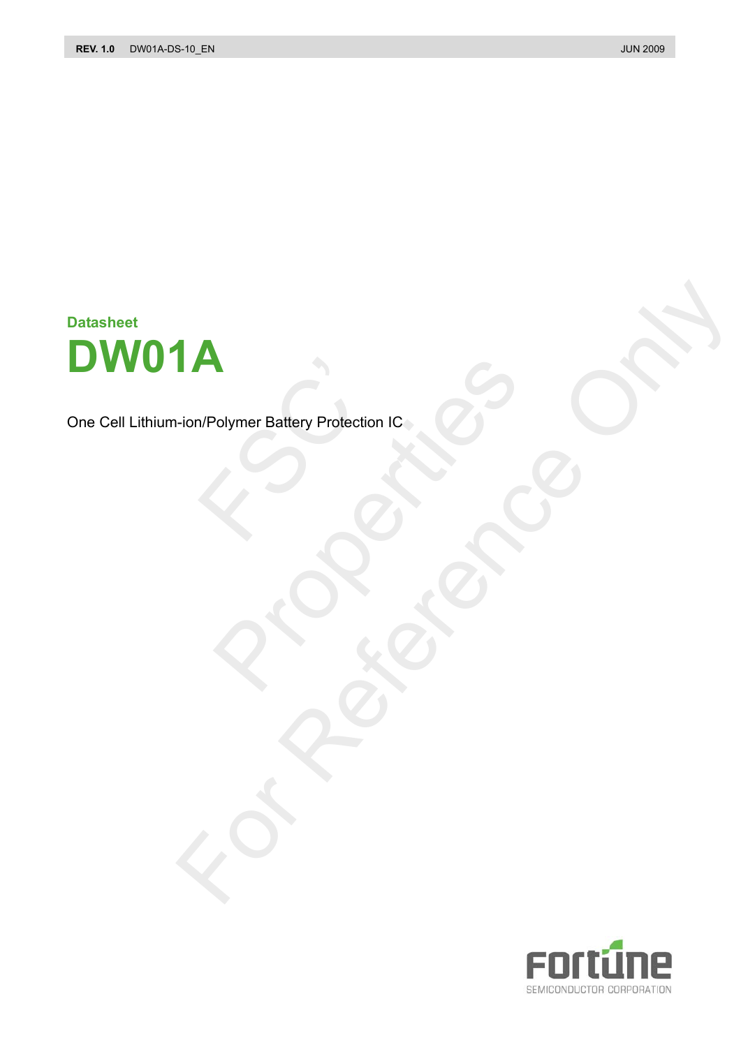Datasheet

# DW01A

One Cell Lithium-ion/Polymer Battery Protection IC

Fortune
SEMICONDUCTOR CORPORATION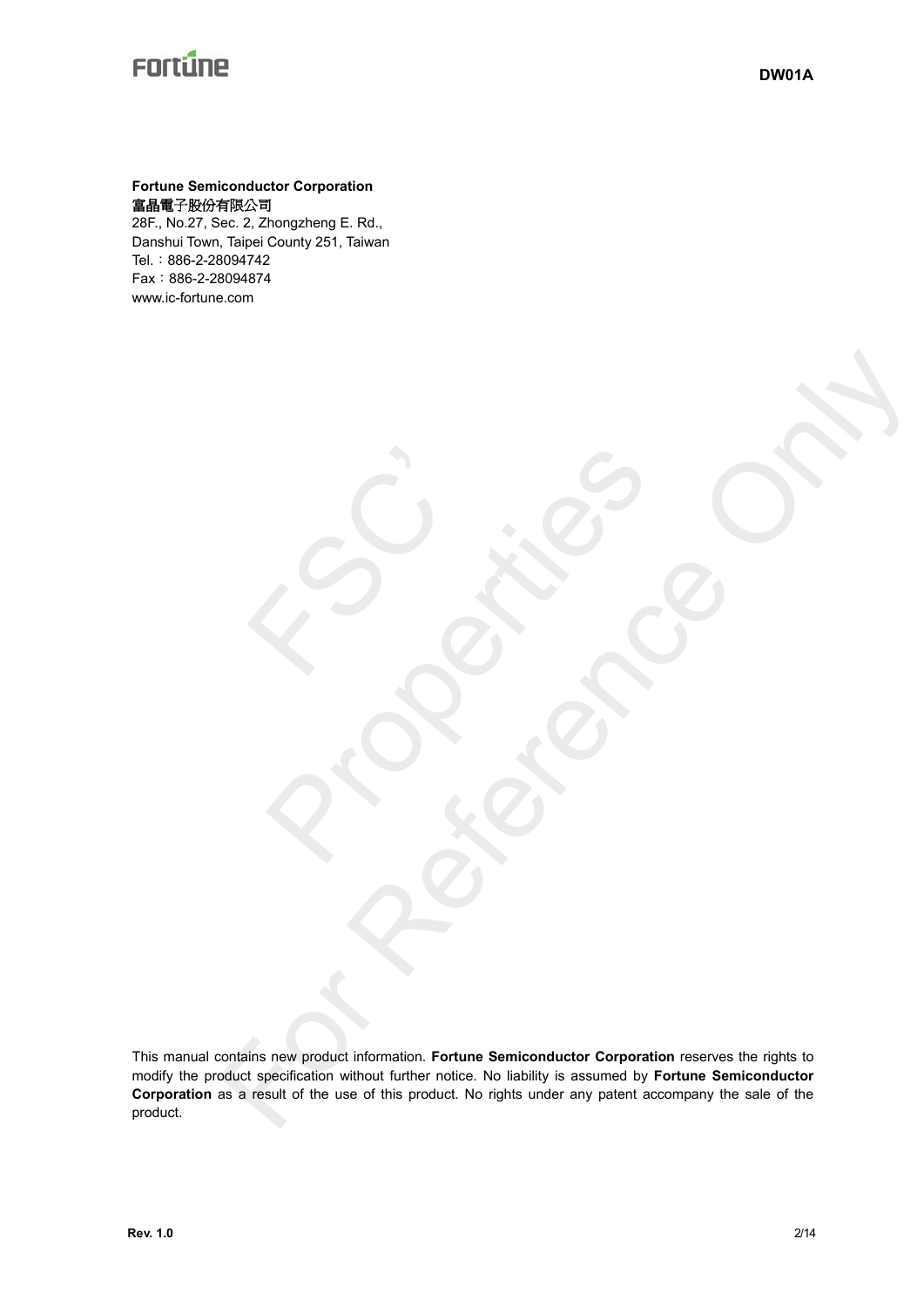**Fortune Semiconductor Corporation**
**富晶電子股份有限公司**
28F., No.27, Sec. 2, Zhongzheng E. Rd.,
Danshui Town, Taipei County 251, Taiwan
Tel.：886-2-28094742
Fax：886-2-28094874
www.ic-fortune.com

This manual contains new product information. **Fortune Semiconductor Corporation** reserves the rights to modify the product specification without further notice. No liability is assumed by **Fortune Semiconductor Corporation** as a result of the use of this product. No rights under any patent accompany the sale of the product.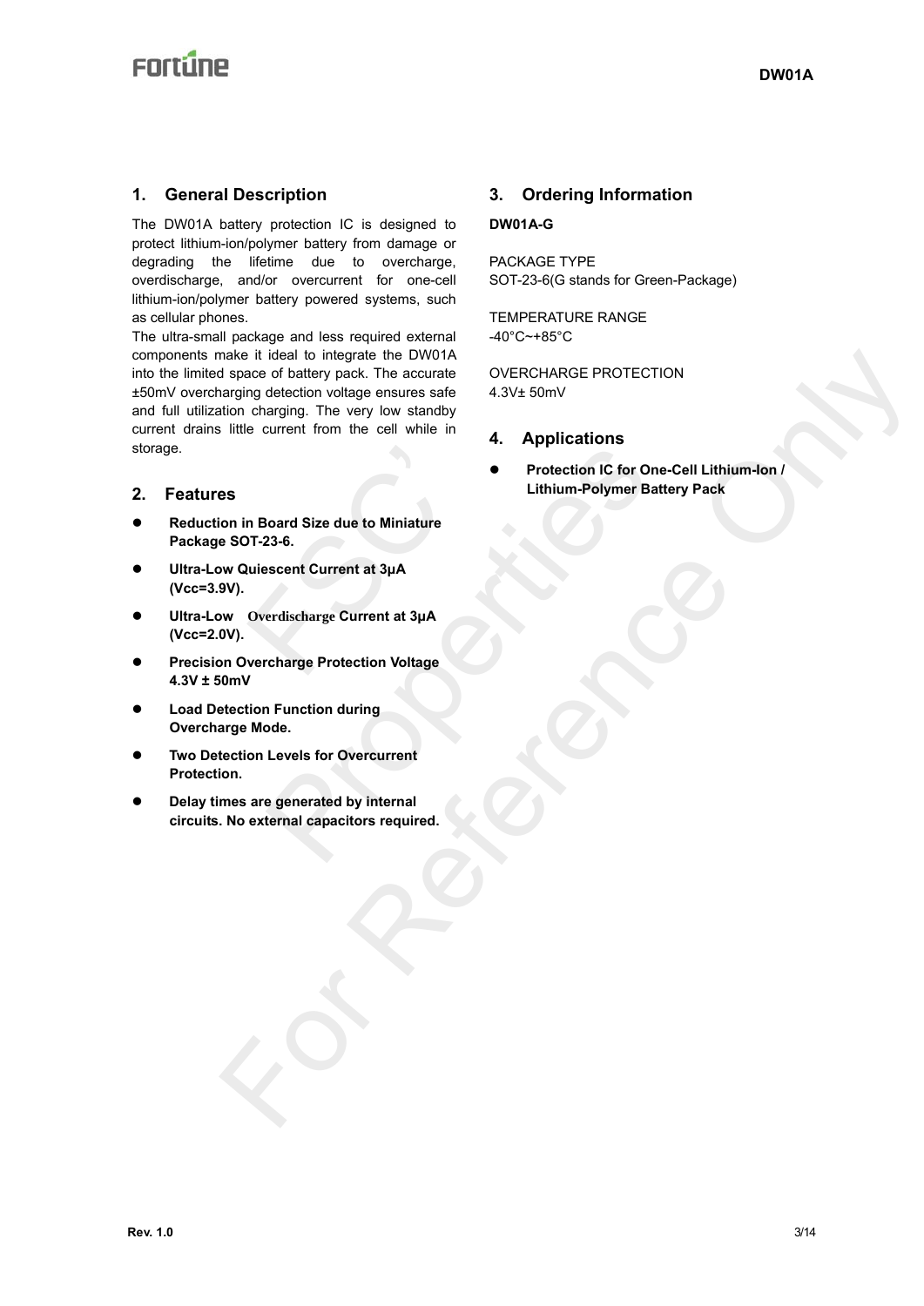## 1. General Description

The DW01A battery protection IC is designed to protect lithium-ion/polymer battery from damage or degrading the lifetime due to overcharge, overdischarge, and/or overcurrent for one-cell lithium-ion/polymer battery powered systems, such as cellular phones.

The ultra-small package and less required external components make it ideal to integrate the DW01A into the limited space of battery pack. The accurate ±50mV overcharging detection voltage ensures safe and full utilization charging. The very low standby current drains little current from the cell while in storage.

## 2. Features

- **Reduction in Board Size due to Miniature Package SOT-23-6.**
- **Ultra-Low Quiescent Current at 3μA (Vcc=3.9V).**
- **Ultra-Low Overdischarge Current at 3μA (Vcc=2.0V).**
- **Precision Overcharge Protection Voltage 4.3V ± 50mV**
- **Load Detection Function during Overcharge Mode.**
- **Two Detection Levels for Overcurrent Protection.**
- **Delay times are generated by internal circuits. No external capacitors required.**

## 3. Ordering Information

**DW01A-G**

PACKAGE TYPE
SOT-23-6(G stands for Green-Package)

TEMPERATURE RANGE
-40°C~+85°C

OVERCHARGE PROTECTION
4.3V± 50mV

## 4. Applications

- **Protection IC for One-Cell Lithium-Ion / Lithium-Polymer Battery Pack**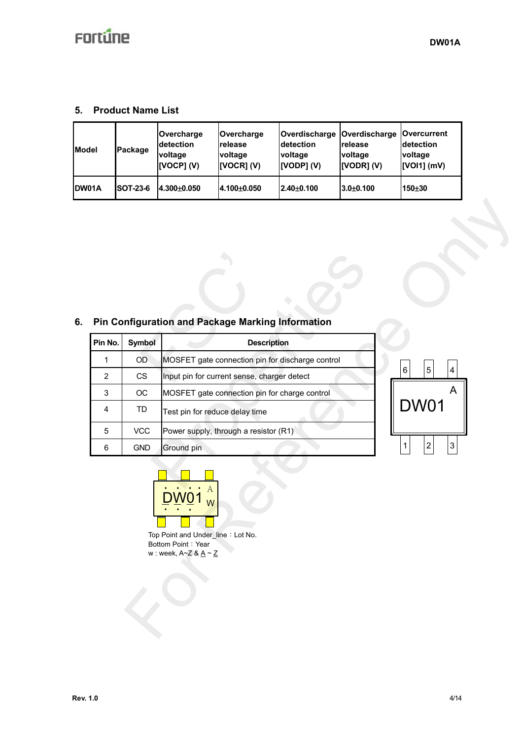## 5. Product Name List

| Model | Package | Overcharge detection voltage [VOCP] (V) | Overcharge release voltage [VOCR] (V) | Overdischarge detection voltage [VODP] (V) | Overdischarge release voltage [VODR] (V) | Overcurrent detection voltage [VOI1] (mV) |
|---|---|---|---|---|---|---|
| DW01A | SOT-23-6 | 4.300±0.050 | 4.100±0.050 | 2.40±0.100 | 3.0±0.100 | 150±30 |

## 6. Pin Configuration and Package Marking Information

| Pin No. | Symbol | Description |
|---|---|---|
| 1 | OD | MOSFET gate connection pin for discharge control |
| 2 | CS | Input pin for current sense, charger detect |
| 3 | OC | MOSFET gate connection pin for charge control |
| 4 | TD | Test pin for reduce delay time |
| 5 | VCC | Power supply, through a resistor (R1) |
| 6 | GND | Ground pin |

6 5 4

DW01 A

1 2 3

DW01 A W

Top Point and Under_line：Lot No.
Bottom Point：Year
w : week, A~Z & A ~ Z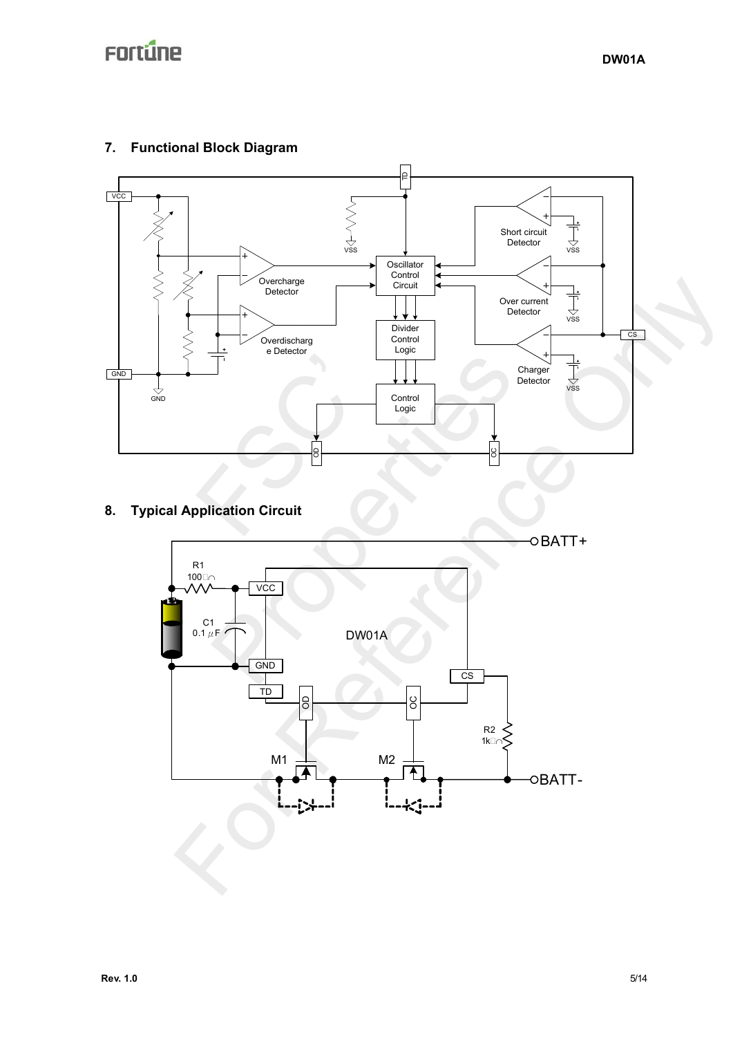## 7. Functional Block Diagram

## 8. Typical Application Circuit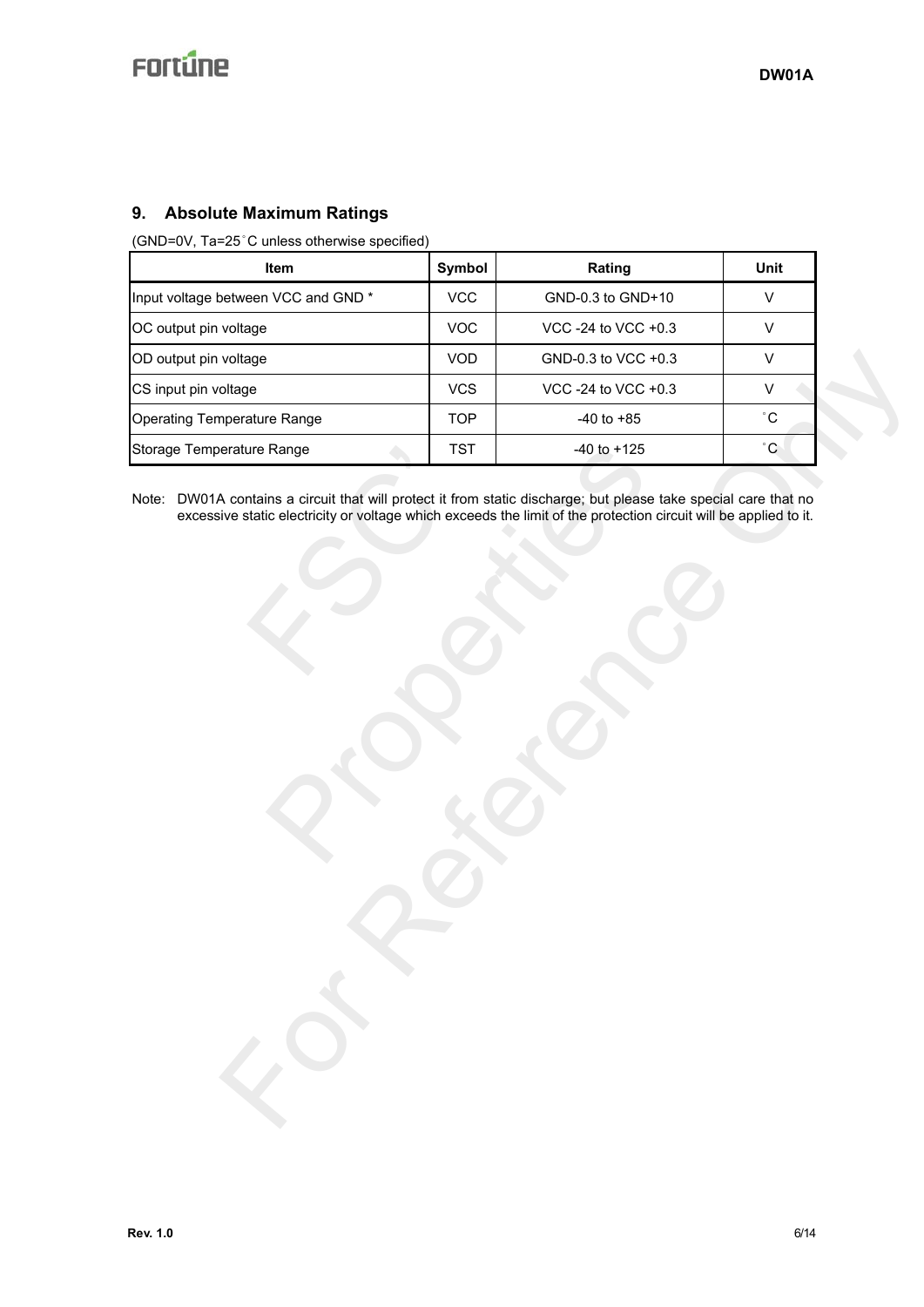## 9. Absolute Maximum Ratings

(GND=0V, Ta=25˚C unless otherwise specified)

| Item | Symbol | Rating | Unit |
|---|---|---|---|
| Input voltage between VCC and GND * | VCC | GND-0.3 to GND+10 | V |
| OC output pin voltage | VOC | VCC -24 to VCC +0.3 | V |
| OD output pin voltage | VOD | GND-0.3 to VCC +0.3 | V |
| CS input pin voltage | VCS | VCC -24 to VCC +0.3 | V |
| Operating Temperature Range | TOP | -40 to +85 | ˚C |
| Storage Temperature Range | TST | -40 to +125 | ˚C |

Note: DW01A contains a circuit that will protect it from static discharge; but please take special care that no excessive static electricity or voltage which exceeds the limit of the protection circuit will be applied to it.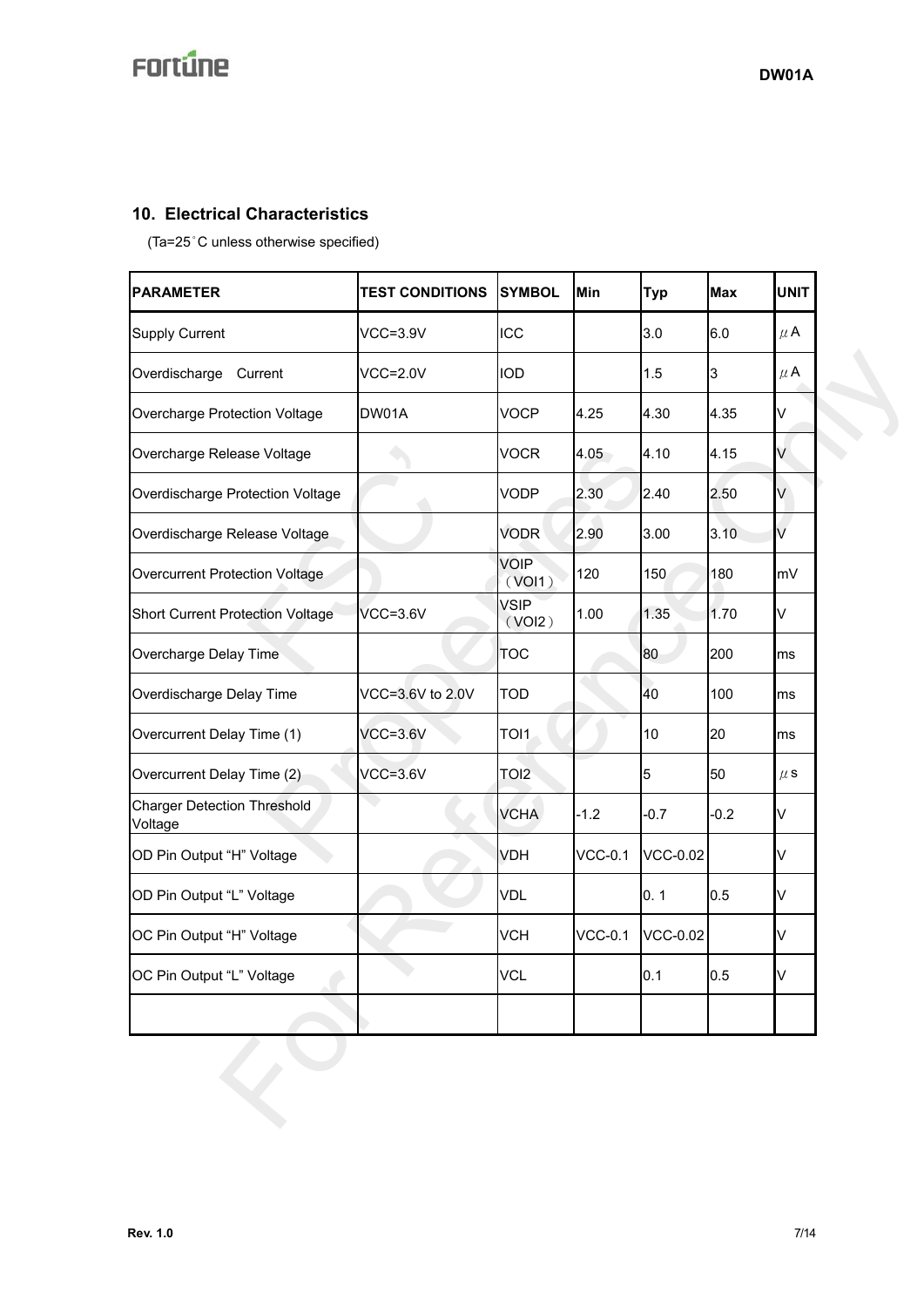## 10. Electrical Characteristics

(Ta=25°C unless otherwise specified)

| PARAMETER | TEST CONDITIONS | SYMBOL | Min | Typ | Max | UNIT |
|---|---|---|---|---|---|---|
| Supply Current | VCC=3.9V | ICC | | 3.0 | 6.0 | μA |
| Overdischarge Current | VCC=2.0V | IOD | | 1.5 | 3 | μA |
| Overcharge Protection Voltage | DW01A | VOCP | 4.25 | 4.30 | 4.35 | V |
| Overcharge Release Voltage | | VOCR | 4.05 | 4.10 | 4.15 | V |
| Overdischarge Protection Voltage | | VODP | 2.30 | 2.40 | 2.50 | V |
| Overdischarge Release Voltage | | VODR | 2.90 | 3.00 | 3.10 | V |
| Overcurrent Protection Voltage | | VOIP（VOI1） | 120 | 150 | 180 | mV |
| Short Current Protection Voltage | VCC=3.6V | VSIP（VOI2） | 1.00 | 1.35 | 1.70 | V |
| Overcharge Delay Time | | TOC | | 80 | 200 | ms |
| Overdischarge Delay Time | VCC=3.6V to 2.0V | TOD | | 40 | 100 | ms |
| Overcurrent Delay Time (1) | VCC=3.6V | TOI1 | | 10 | 20 | ms |
| Overcurrent Delay Time (2) | VCC=3.6V | TOI2 | | 5 | 50 | μs |
| Charger Detection Threshold Voltage | | VCHA | -1.2 | -0.7 | -0.2 | V |
| OD Pin Output "H" Voltage | | VDH | VCC-0.1 | VCC-0.02 | | V |
| OD Pin Output "L" Voltage | | VDL | | 0. 1 | 0.5 | V |
| OC Pin Output "H" Voltage | | VCH | VCC-0.1 | VCC-0.02 | | V |
| OC Pin Output "L" Voltage | | VCL | | 0.1 | 0.5 | V |
| | | | | | | |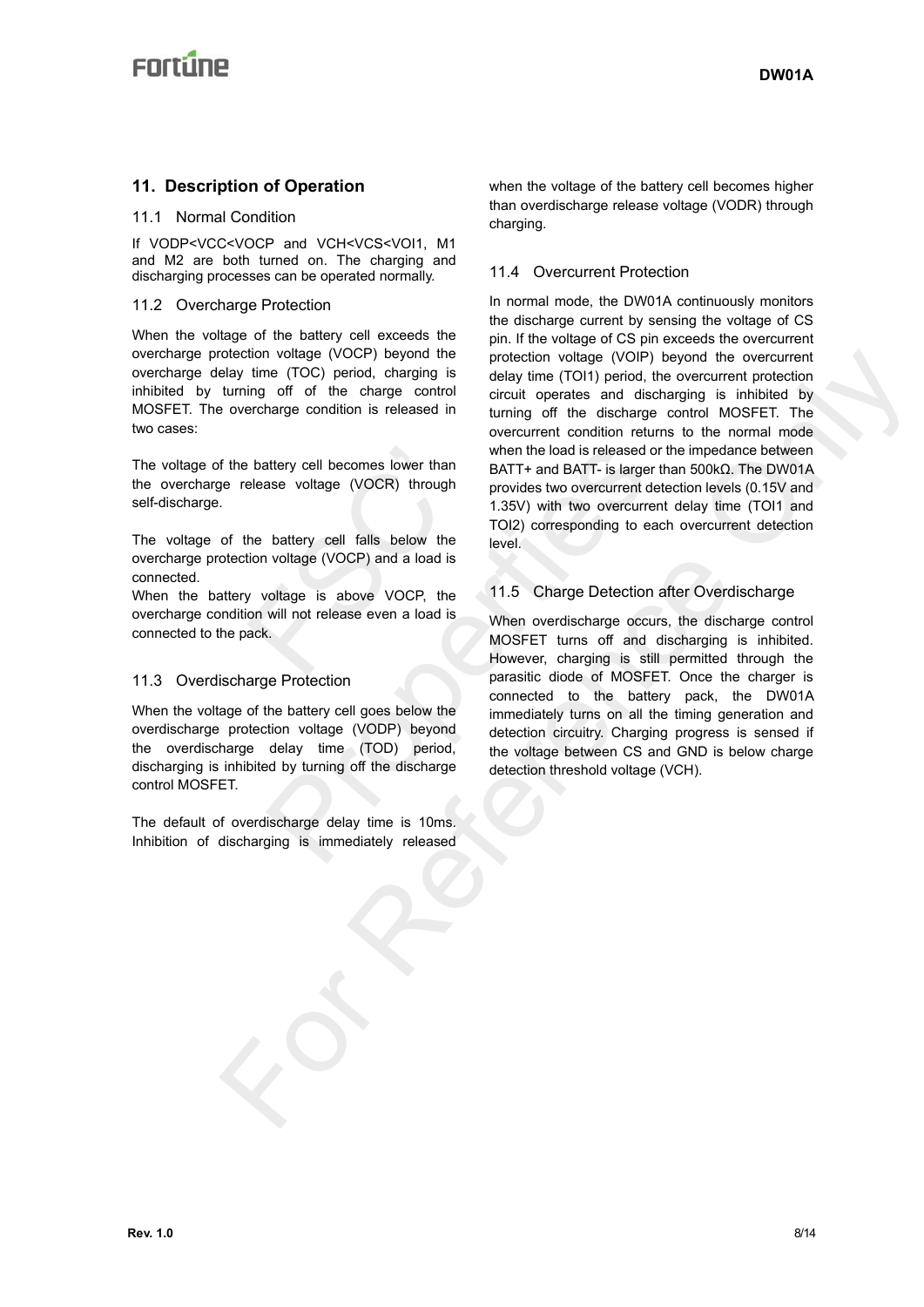## 11. Description of Operation

### 11.1 Normal Condition

If VODP<VCC<VOCP and VCH<VCS<VOI1, M1 and M2 are both turned on. The charging and discharging processes can be operated normally.

### 11.2 Overcharge Protection

When the voltage of the battery cell exceeds the overcharge protection voltage (VOCP) beyond the overcharge delay time (TOC) period, charging is inhibited by turning off of the charge control MOSFET. The overcharge condition is released in two cases:

The voltage of the battery cell becomes lower than the overcharge release voltage (VOCR) through self-discharge.

The voltage of the battery cell falls below the overcharge protection voltage (VOCP) and a load is connected.
When the battery voltage is above VOCP, the overcharge condition will not release even a load is connected to the pack.

### 11.3 Overdischarge Protection

When the voltage of the battery cell goes below the overdischarge protection voltage (VODP) beyond the overdischarge delay time (TOD) period, discharging is inhibited by turning off the discharge control MOSFET.

The default of overdischarge delay time is 10ms. Inhibition of discharging is immediately released when the voltage of the battery cell becomes higher than overdischarge release voltage (VODR) through charging.

### 11.4 Overcurrent Protection

In normal mode, the DW01A continuously monitors the discharge current by sensing the voltage of CS pin. If the voltage of CS pin exceeds the overcurrent protection voltage (VOIP) beyond the overcurrent delay time (TOI1) period, the overcurrent protection circuit operates and discharging is inhibited by turning off the discharge control MOSFET. The overcurrent condition returns to the normal mode when the load is released or the impedance between BATT+ and BATT- is larger than 500kΩ. The DW01A provides two overcurrent detection levels (0.15V and 1.35V) with two overcurrent delay time (TOI1 and TOI2) corresponding to each overcurrent detection level.

### 11.5 Charge Detection after Overdischarge

When overdischarge occurs, the discharge control MOSFET turns off and discharging is inhibited. However, charging is still permitted through the parasitic diode of MOSFET. Once the charger is connected to the battery pack, the DW01A immediately turns on all the timing generation and detection circuitry. Charging progress is sensed if the voltage between CS and GND is below charge detection threshold voltage (VCH).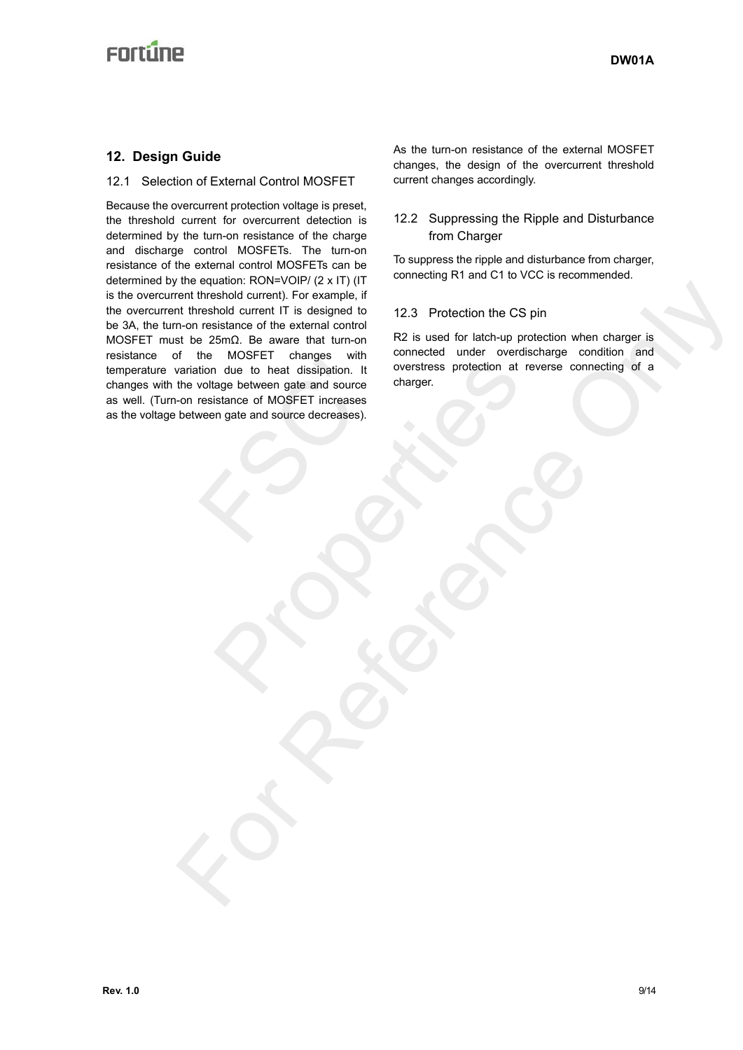## 12. Design Guide

### 12.1 Selection of External Control MOSFET

Because the overcurrent protection voltage is preset, the threshold current for overcurrent detection is determined by the turn-on resistance of the charge and discharge control MOSFETs. The turn-on resistance of the external control MOSFETs can be determined by the equation: RON=VOIP/ (2 x IT) (IT is the overcurrent threshold current). For example, if the overcurrent threshold current IT is designed to be 3A, the turn-on resistance of the external control MOSFET must be 25mΩ. Be aware that turn-on resistance of the MOSFET changes with temperature variation due to heat dissipation. It changes with the voltage between gate and source as well. (Turn-on resistance of MOSFET increases as the voltage between gate and source decreases).

As the turn-on resistance of the external MOSFET changes, the design of the overcurrent threshold current changes accordingly.

### 12.2 Suppressing the Ripple and Disturbance from Charger

To suppress the ripple and disturbance from charger, connecting R1 and C1 to VCC is recommended.

### 12.3 Protection the CS pin

R2 is used for latch-up protection when charger is connected under overdischarge condition and overstress protection at reverse connecting of a charger.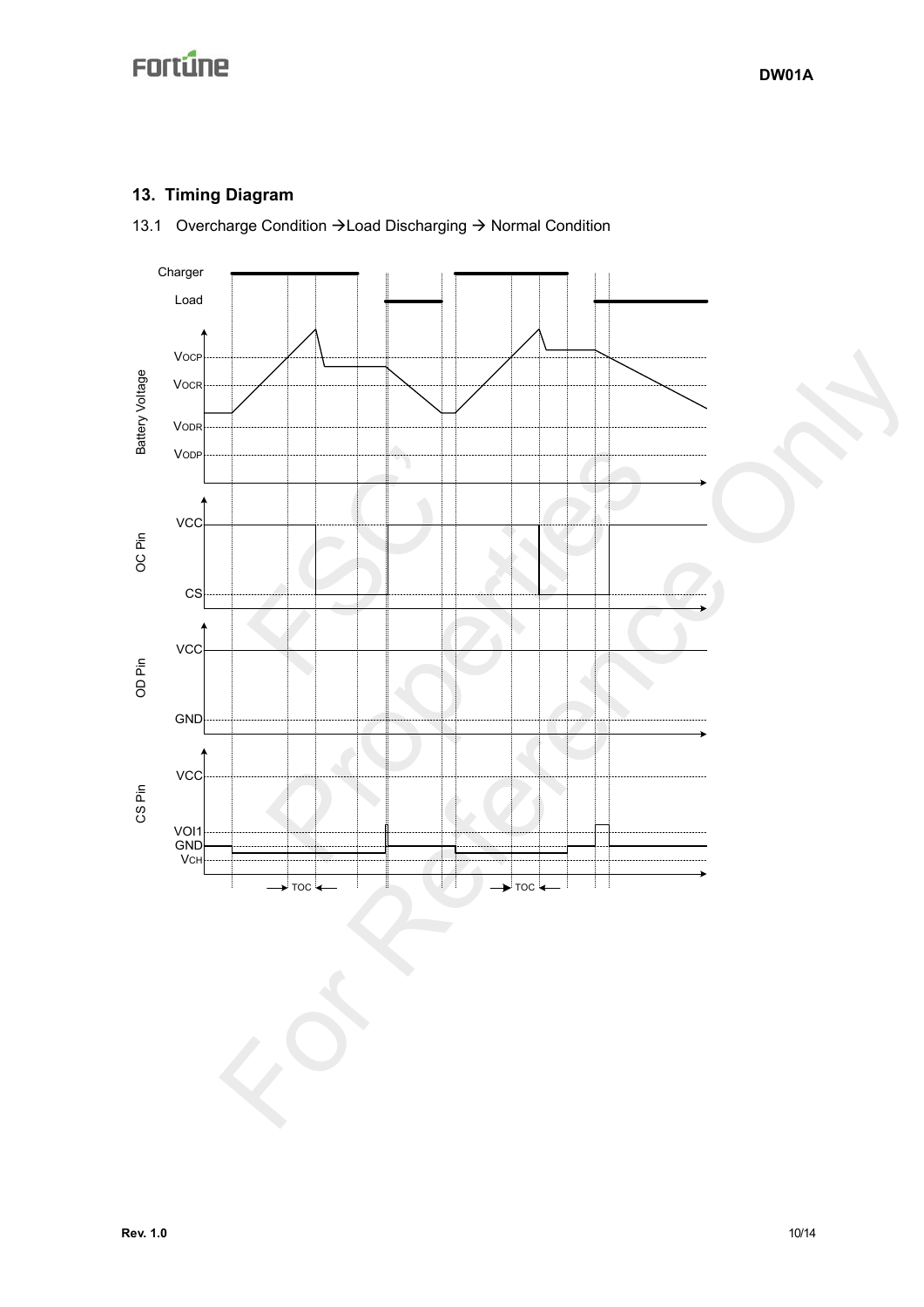## 13. Timing Diagram

13.1 Overcharge Condition → Load Discharging → Normal Condition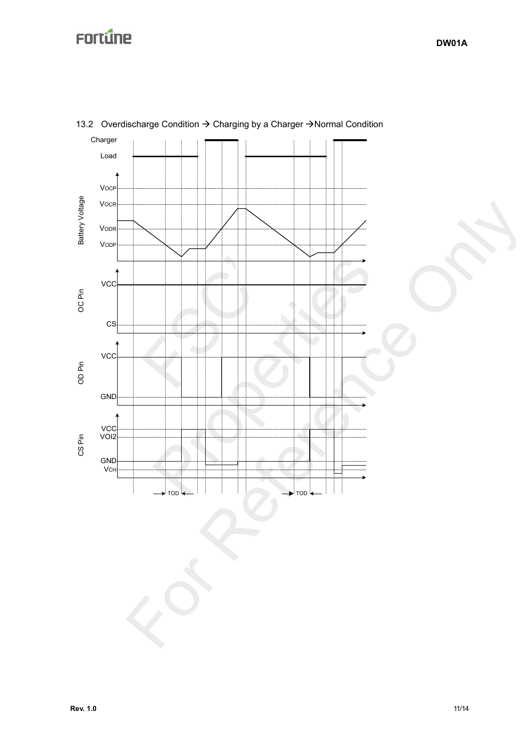### 13.2 Overdischarge Condition → Charging by a Charger → Normal Condition

Charger

Load

Battery Voltage

$V_{OCP}$

$V_{OCR}$

$V_{ODR}$

$V_{ODP}$

OC Pin

VCC

CS

OD Pin

VCC

GND

CS Pin

VCC

VOI2

GND

$V_{CH}$

TOD

TOD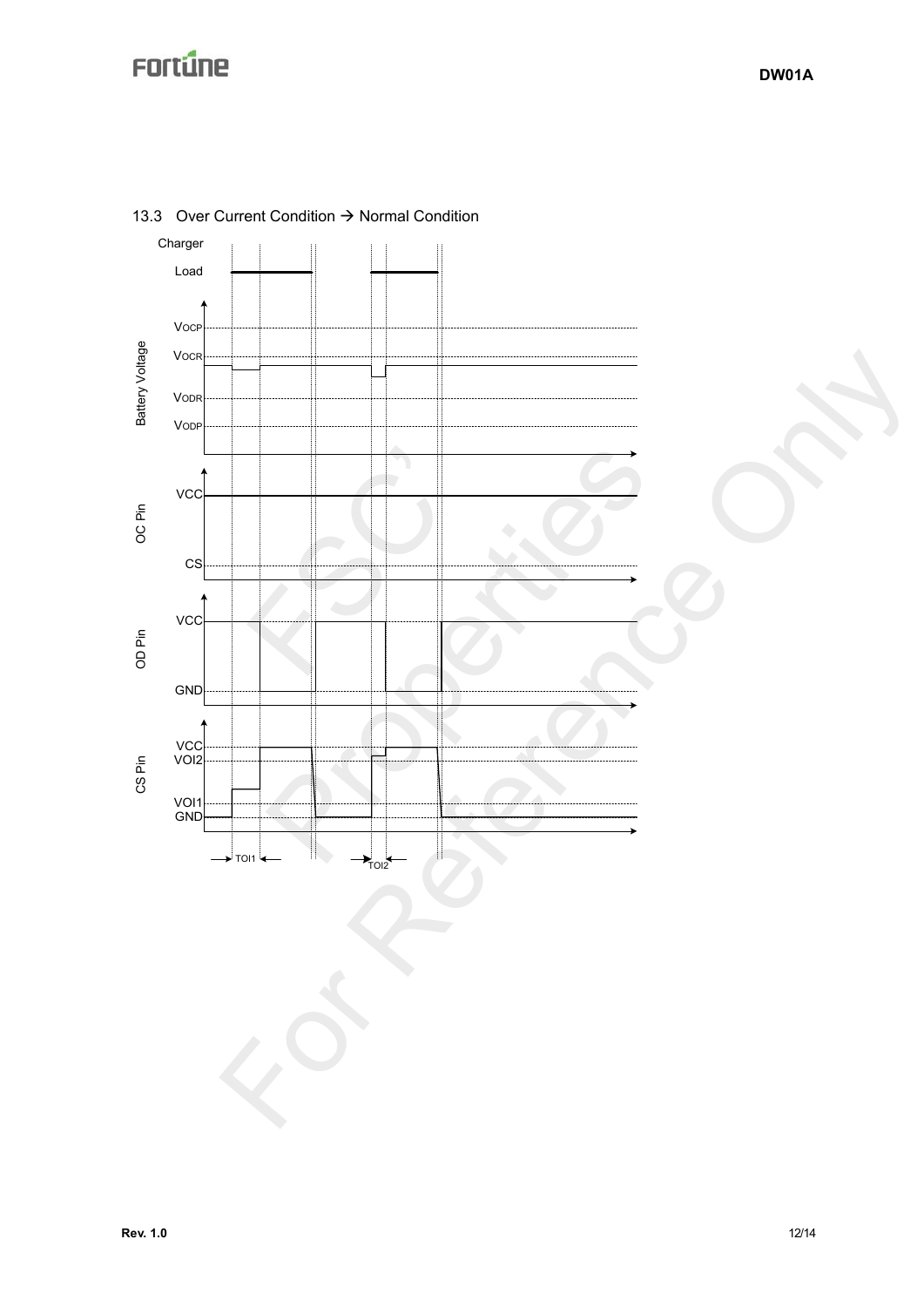### 13.3 Over Current Condition → Normal Condition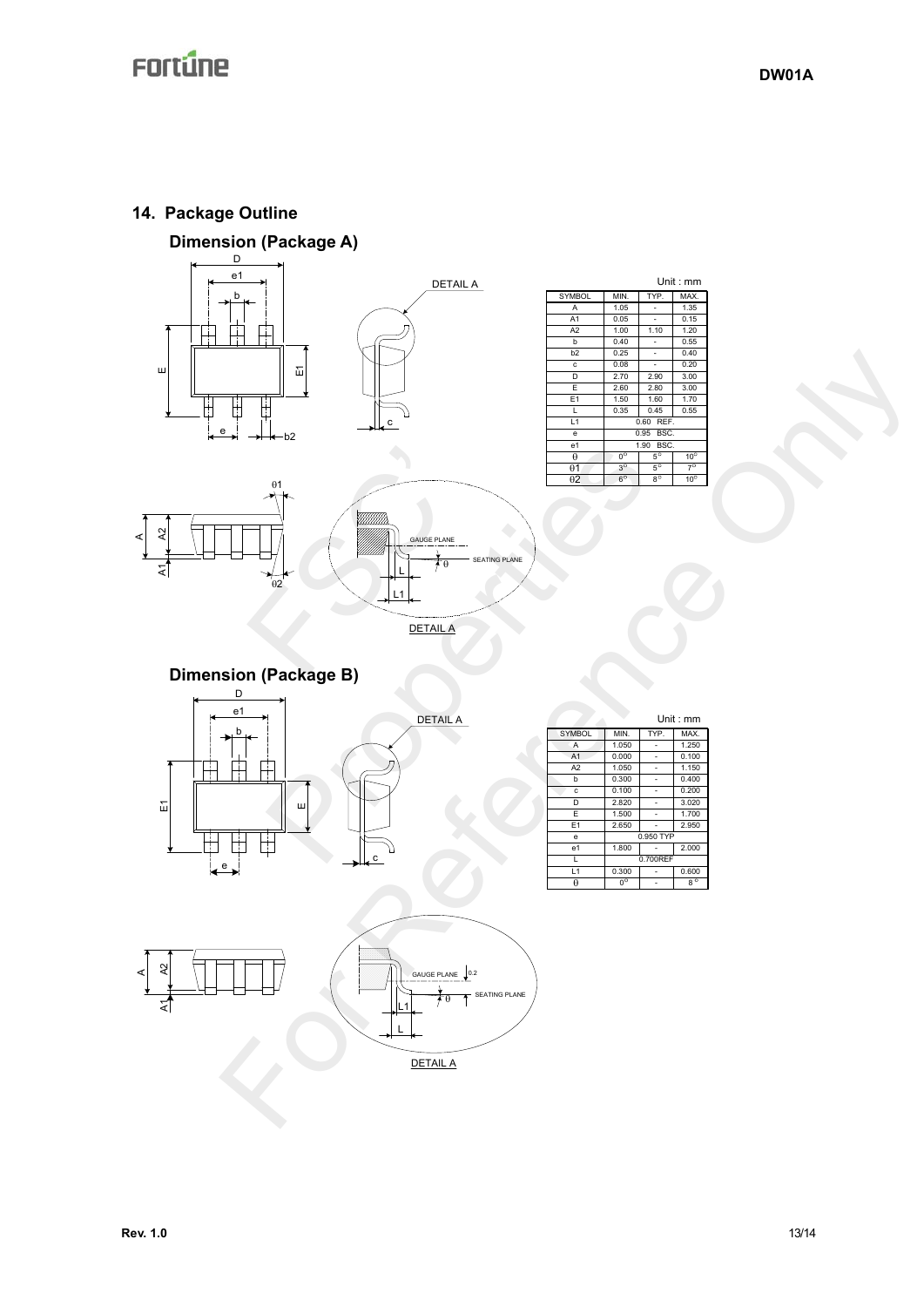## 14. Package Outline

### Dimension (Package A)

Unit : mm

| SYMBOL | MIN. | TYP. | MAX. |
|---|---|---|---|
| A | 1.05 | - | 1.35 |
| A1 | 0.05 | - | 0.15 |
| A2 | 1.00 | 1.10 | 1.20 |
| b | 0.40 | - | 0.55 |
| b2 | 0.25 | - | 0.40 |
| c | 0.08 | - | 0.20 |
| D | 2.70 | 2.90 | 3.00 |
| E | 2.60 | 2.80 | 3.00 |
| E1 | 1.50 | 1.60 | 1.70 |
| L | 0.35 | 0.45 | 0.55 |
| L1 | 0.60 REF. | | |
| e | 0.95 BSC. | | |
| e1 | 1.90 BSC. | | |
| θ | 0° | 5° | 10° |
| θ1 | 3° | 5° | 7° |
| θ2 | 6° | 8° | 10° |

### Dimension (Package B)

Unit : mm

| SYMBOL | MIN. | TYP. | MAX. |
|---|---|---|---|
| A | 1.050 | - | 1.250 |
| A1 | 0.000 | - | 0.100 |
| A2 | 1.050 | - | 1.150 |
| b | 0.300 | - | 0.400 |
| c | 0.100 | - | 0.200 |
| D | 2.820 | - | 3.020 |
| E | 1.500 | - | 1.700 |
| E1 | 2.650 | - | 2.950 |
| e | 0.950 TYP | | |
| e1 | 1.800 | - | 2.000 |
| L | 0.700REF | | |
| L1 | 0.300 | - | 0.600 |
| θ | 0° | - | 8° |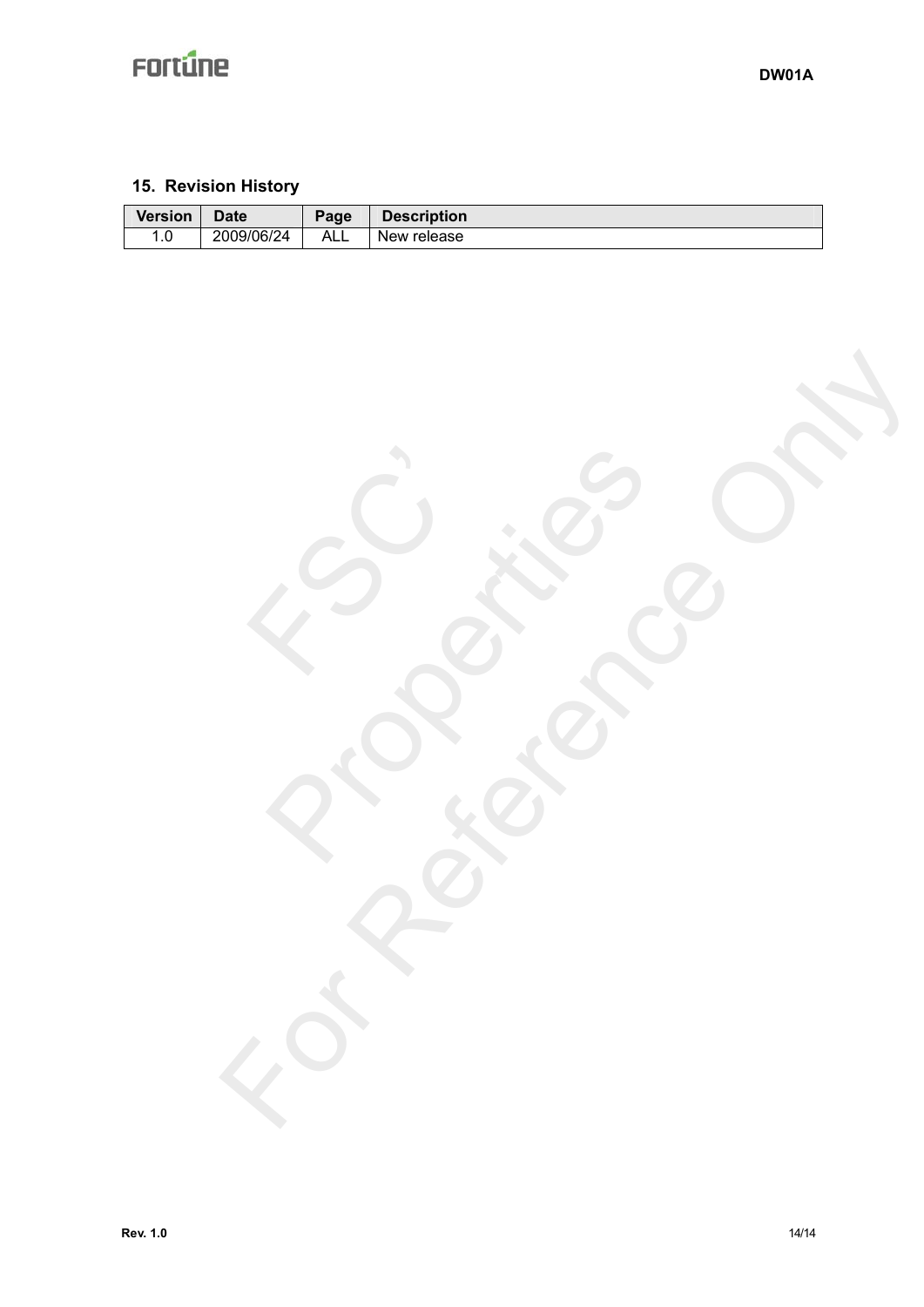## 15. Revision History

| Version | Date | Page | Description |
|---|---|---|---|
| 1.0 | 2009/06/24 | ALL | New release |